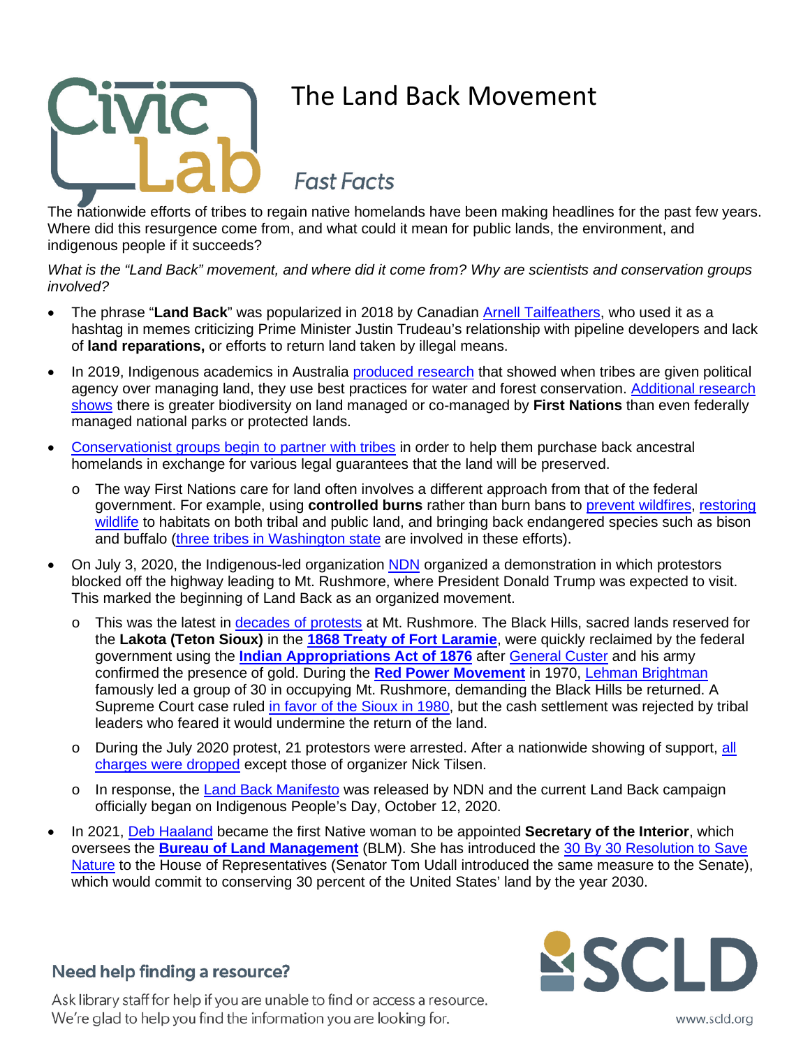# The Land Back Movement

## *Fast Facts*

The nationwide efforts of tribes to regain native homelands have been making headlines for the past few years. Where did this resurgence come from, and what could it mean for public lands, the environment, and indigenous people if it succeeds?

*What is the "Land Back" movement, and where did it come from? Why are scientists and conservation groups involved?*

- The phrase "**Land Back**" was popularized in 2018 by Canadian Arnell Tailfeathers, who used it as a hashtag in memes criticizing Prime Minister Justin Trudeau's relationship with pipeline developers and lack of **land reparations,** or efforts to return land taken by illegal means.
- In 2019, Indigenous academics in Australia produced research that showed when tribes are given political agency over managing land, they use best practices for water and forest conservation. Additional research shows there is greater biodiversity on land managed or co-managed by **First Nations** than even federally managed national parks or protected lands.
- Conservationist groups begin to partner with tribes in order to help them purchase back ancestral homelands in exchange for various legal guarantees that the land will be preserved.
  - The way First Nations care for land often involves a different approach from that of the federal government. For example, using **controlled burns** rather than burn bans to prevent wildfires, restoring wildlife to habitats on both tribal and public land, and bringing back endangered species such as bison and buffalo (three tribes in Washington state are involved in these efforts).
- On July 3, 2020, the Indigenous-led organization NDN organized a demonstration in which protestors blocked off the highway leading to Mt. Rushmore, where President Donald Trump was expected to visit. This marked the beginning of Land Back as an organized movement.
  - This was the latest in decades of protests at Mt. Rushmore. The Black Hills, sacred lands reserved for the **Lakota (Teton Sioux)** in the **1868 Treaty of Fort Laramie**, were quickly reclaimed by the federal government using the **Indian Appropriations Act of 1876** after General Custer and his army confirmed the presence of gold. During the **Red Power Movement** in 1970, Lehman Brightman famously led a group of 30 in occupying Mt. Rushmore, demanding the Black Hills be returned. A Supreme Court case ruled in favor of the Sioux in 1980, but the cash settlement was rejected by tribal leaders who feared it would undermine the return of the land.
  - During the July 2020 protest, 21 protestors were arrested. After a nationwide showing of support, all charges were dropped except those of organizer Nick Tilsen.
  - In response, the Land Back Manifesto was released by NDN and the current Land Back campaign officially began on Indigenous People's Day, October 12, 2020.
- In 2021, Deb Haaland became the first Native woman to be appointed **Secretary of the Interior**, which oversees the **Bureau of Land Management** (BLM). She has introduced the 30 By 30 Resolution to Save Nature to the House of Representatives (Senator Tom Udall introduced the same measure to the Senate), which would commit to conserving 30 percent of the United States' land by the year 2030.

**Need help finding a resource?**

Ask library staff for help if you are unable to find or access a resource. We're glad to help you find the information you are looking for.

www.scld.org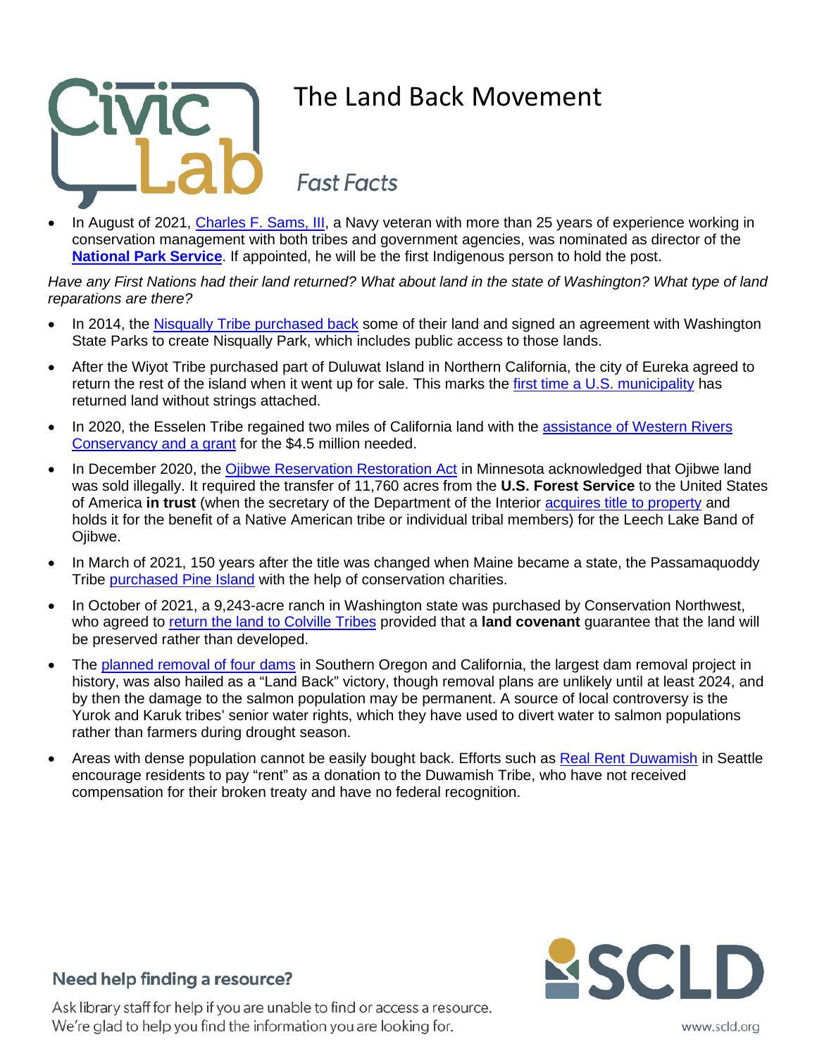# The Land Back Movement

*Fast Facts*

- In August of 2021, Charles F. Sams, III, a Navy veteran with more than 25 years of experience working in conservation management with both tribes and government agencies, was nominated as director of the **National Park Service**. If appointed, he will be the first Indigenous person to hold the post.

*Have any First Nations had their land returned? What about land in the state of Washington? What type of land reparations are there?*

- In 2014, the Nisqually Tribe purchased back some of their land and signed an agreement with Washington State Parks to create Nisqually Park, which includes public access to those lands.
- After the Wiyot Tribe purchased part of Duluwat Island in Northern California, the city of Eureka agreed to return the rest of the island when it went up for sale. This marks the first time a U.S. municipality has returned land without strings attached.
- In 2020, the Esselen Tribe regained two miles of California land with the assistance of Western Rivers Conservancy and a grant for the $4.5 million needed.
- In December 2020, the Ojibwe Reservation Restoration Act in Minnesota acknowledged that Ojibwe land was sold illegally. It required the transfer of 11,760 acres from the **U.S. Forest Service** to the United States of America **in trust** (when the secretary of the Department of the Interior acquires title to property and holds it for the benefit of a Native American tribe or individual tribal members) for the Leech Lake Band of Ojibwe.
- In March of 2021, 150 years after the title was changed when Maine became a state, the Passamaquoddy Tribe purchased Pine Island with the help of conservation charities.
- In October of 2021, a 9,243-acre ranch in Washington state was purchased by Conservation Northwest, who agreed to return the land to Colville Tribes provided that a **land covenant** guarantee that the land will be preserved rather than developed.
- The planned removal of four dams in Southern Oregon and California, the largest dam removal project in history, was also hailed as a "Land Back" victory, though removal plans are unlikely until at least 2024, and by then the damage to the salmon population may be permanent. A source of local controversy is the Yurok and Karuk tribes' senior water rights, which they have used to divert water to salmon populations rather than farmers during drought season.
- Areas with dense population cannot be easily bought back. Efforts such as Real Rent Duwamish in Seattle encourage residents to pay "rent" as a donation to the Duwamish Tribe, who have not received compensation for their broken treaty and have no federal recognition.

**Need help finding a resource?**

Ask library staff for help if you are unable to find or access a resource. We're glad to help you find the information you are looking for.

www.scld.org